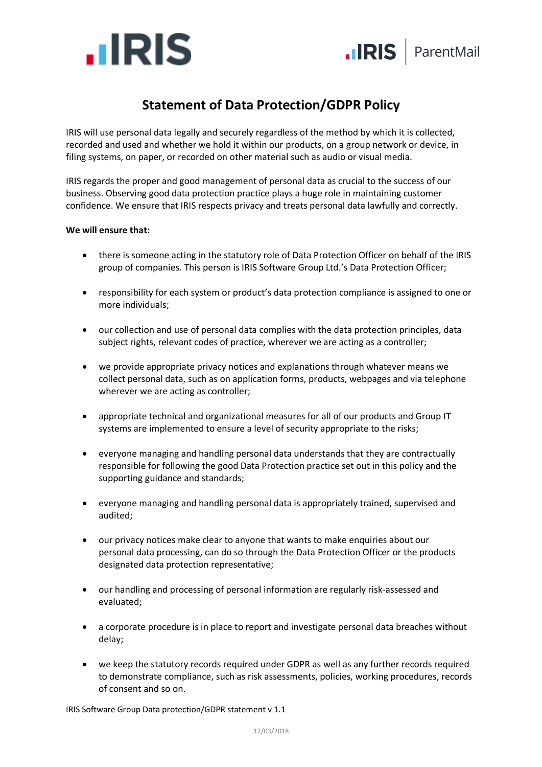# Statement of Data Protection/GDPR Policy

IRIS will use personal data legally and securely regardless of the method by which it is collected, recorded and used and whether we hold it within our products, on a group network or device, in filing systems, on paper, or recorded on other material such as audio or visual media.

IRIS regards the proper and good management of personal data as crucial to the success of our business. Observing good data protection practice plays a huge role in maintaining customer confidence. We ensure that IRIS respects privacy and treats personal data lawfully and correctly.

**We will ensure that:**

- there is someone acting in the statutory role of Data Protection Officer on behalf of the IRIS group of companies. This person is IRIS Software Group Ltd.'s Data Protection Officer;
- responsibility for each system or product's data protection compliance is assigned to one or more individuals;
- our collection and use of personal data complies with the data protection principles, data subject rights, relevant codes of practice, wherever we are acting as a controller;
- we provide appropriate privacy notices and explanations through whatever means we collect personal data, such as on application forms, products, webpages and via telephone wherever we are acting as controller;
- appropriate technical and organizational measures for all of our products and Group IT systems are implemented to ensure a level of security appropriate to the risks;
- everyone managing and handling personal data understands that they are contractually responsible for following the good Data Protection practice set out in this policy and the supporting guidance and standards;
- everyone managing and handling personal data is appropriately trained, supervised and audited;
- our privacy notices make clear to anyone that wants to make enquiries about our personal data processing, can do so through the Data Protection Officer or the products designated data protection representative;
- our handling and processing of personal information are regularly risk-assessed and evaluated;
- a corporate procedure is in place to report and investigate personal data breaches without delay;
- we keep the statutory records required under GDPR as well as any further records required to demonstrate compliance, such as risk assessments, policies, working procedures, records of consent and so on.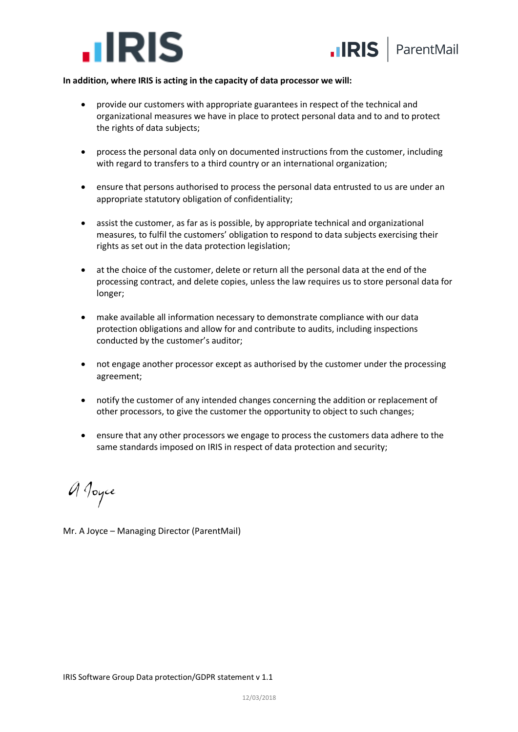**In addition, where IRIS is acting in the capacity of data processor we will:**

- provide our customers with appropriate guarantees in respect of the technical and organizational measures we have in place to protect personal data and to and to protect the rights of data subjects;
- process the personal data only on documented instructions from the customer, including with regard to transfers to a third country or an international organization;
- ensure that persons authorised to process the personal data entrusted to us are under an appropriate statutory obligation of confidentiality;
- assist the customer, as far as is possible, by appropriate technical and organizational measures, to fulfil the customers' obligation to respond to data subjects exercising their rights as set out in the data protection legislation;
- at the choice of the customer, delete or return all the personal data at the end of the processing contract, and delete copies, unless the law requires us to store personal data for longer;
- make available all information necessary to demonstrate compliance with our data protection obligations and allow for and contribute to audits, including inspections conducted by the customer's auditor;
- not engage another processor except as authorised by the customer under the processing agreement;
- notify the customer of any intended changes concerning the addition or replacement of other processors, to give the customer the opportunity to object to such changes;
- ensure that any other processors we engage to process the customers data adhere to the same standards imposed on IRIS in respect of data protection and security;

A Joyce

Mr. A Joyce – Managing Director (ParentMail)

IRIS Software Group Data protection/GDPR statement v 1.1

12/03/2018